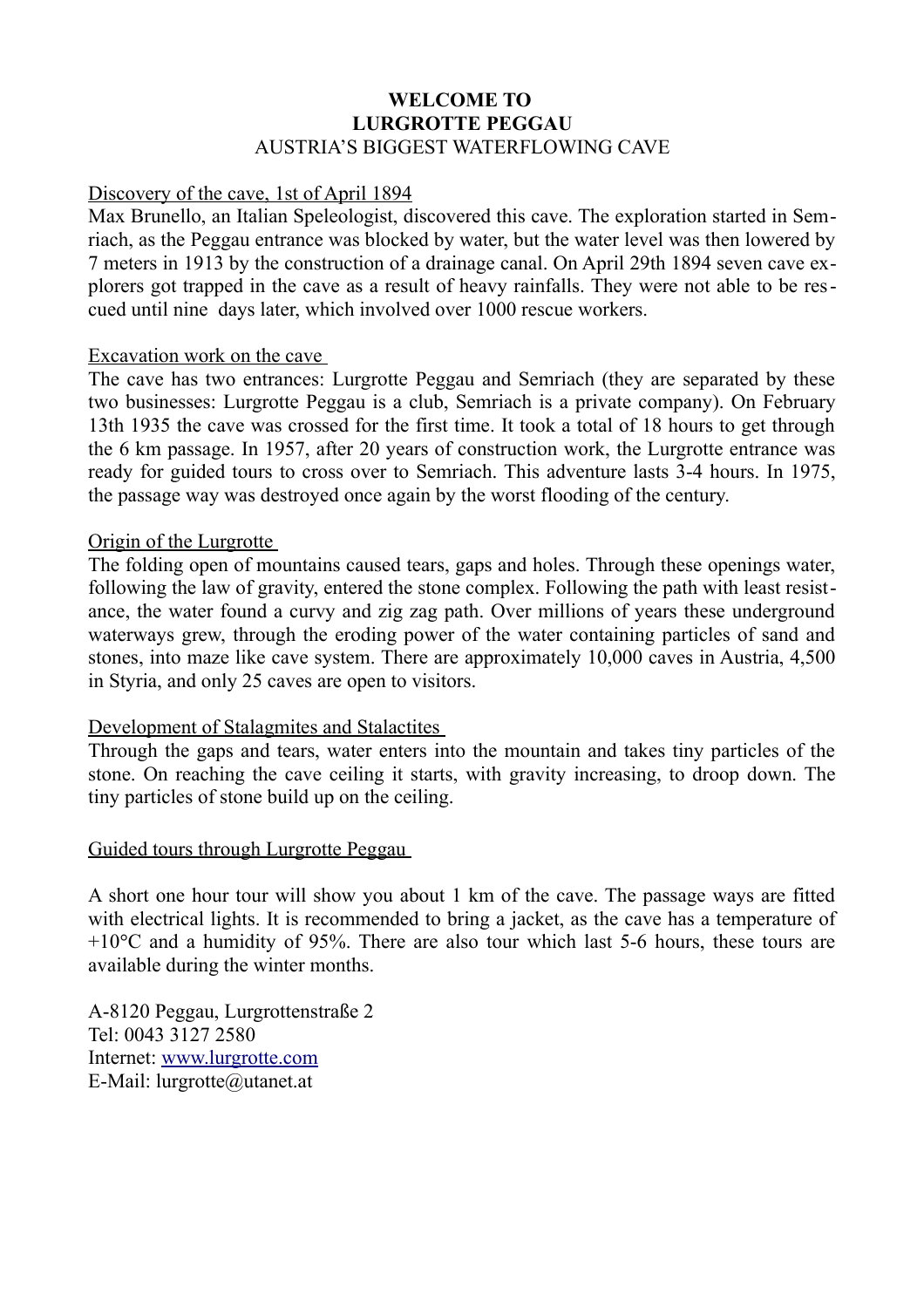**WELCOME TO**
**LURGROTTE PEGGAU**
AUSTRIA'S BIGGEST WATERFLOWING CAVE

Discovery of the cave, 1st of April 1894

Max Brunello, an Italian Speleologist, discovered this cave. The exploration started in Semriach, as the Peggau entrance was blocked by water, but the water level was then lowered by 7 meters in 1913 by the construction of a drainage canal. On April 29th 1894 seven cave explorers got trapped in the cave as a result of heavy rainfalls. They were not able to be rescued until nine days later, which involved over 1000 rescue workers.

Excavation work on the cave

The cave has two entrances: Lurgrotte Peggau and Semriach (they are separated by these two businesses: Lurgrotte Peggau is a club, Semriach is a private company). On February 13th 1935 the cave was crossed for the first time. It took a total of 18 hours to get through the 6 km passage. In 1957, after 20 years of construction work, the Lurgrotte entrance was ready for guided tours to cross over to Semriach. This adventure lasts 3-4 hours. In 1975, the passage way was destroyed once again by the worst flooding of the century.

Origin of the Lurgrotte

The folding open of mountains caused tears, gaps and holes. Through these openings water, following the law of gravity, entered the stone complex. Following the path with least resistance, the water found a curvy and zig zag path. Over millions of years these underground waterways grew, through the eroding power of the water containing particles of sand and stones, into maze like cave system. There are approximately 10,000 caves in Austria, 4,500 in Styria, and only 25 caves are open to visitors.

Development of Stalagmites and Stalactites

Through the gaps and tears, water enters into the mountain and takes tiny particles of the stone. On reaching the cave ceiling it starts, with gravity increasing, to droop down. The tiny particles of stone build up on the ceiling.

Guided tours through Lurgrotte Peggau

A short one hour tour will show you about 1 km of the cave. The passage ways are fitted with electrical lights. It is recommended to bring a jacket, as the cave has a temperature of +10°C and a humidity of 95%. There are also tour which last 5-6 hours, these tours are available during the winter months.

A-8120 Peggau, Lurgrottenstraße 2
Tel: 0043 3127 2580
Internet: www.lurgrotte.com
E-Mail: lurgrotte@utanet.at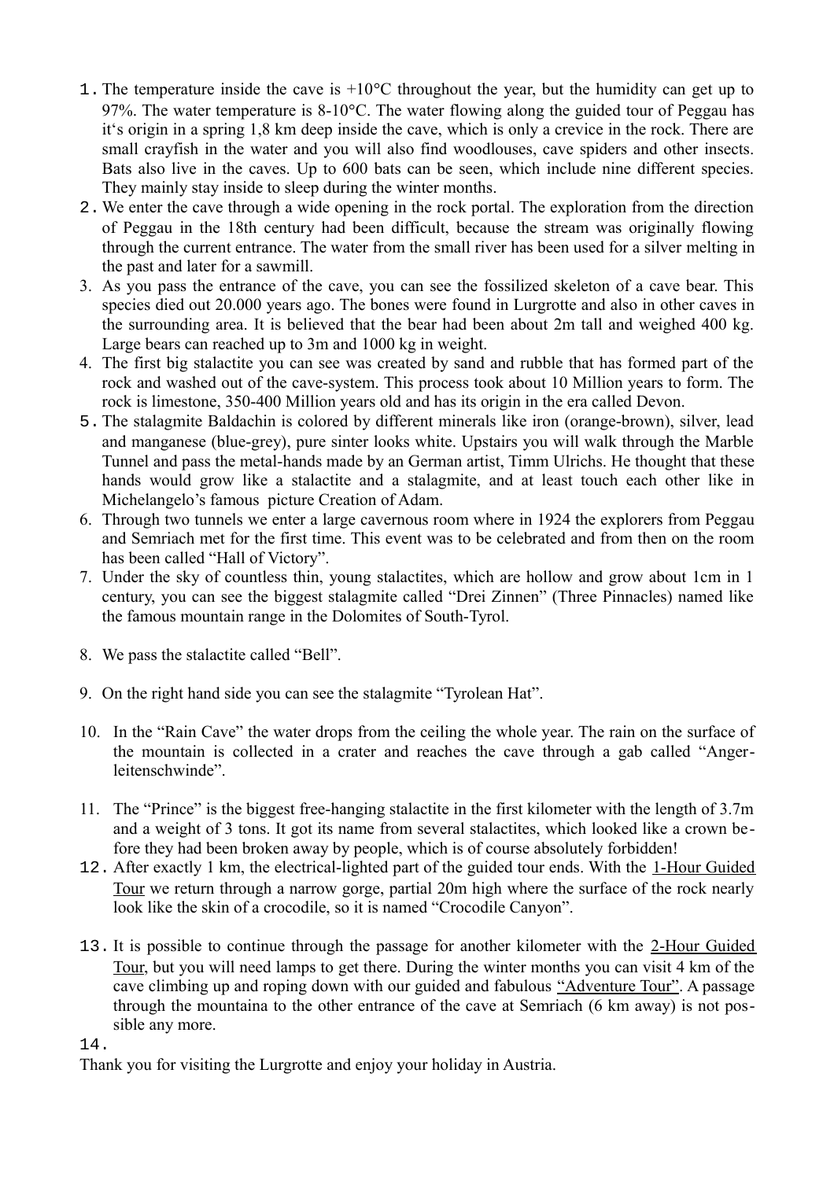1. The temperature inside the cave is +10°C throughout the year, but the humidity can get up to 97%. The water temperature is 8-10°C. The water flowing along the guided tour of Peggau has it's origin in a spring 1,8 km deep inside the cave, which is only a crevice in the rock. There are small crayfish in the water and you will also find woodlouses, cave spiders and other insects. Bats also live in the caves. Up to 600 bats can be seen, which include nine different species. They mainly stay inside to sleep during the winter months.
2. We enter the cave through a wide opening in the rock portal. The exploration from the direction of Peggau in the 18th century had been difficult, because the stream was originally flowing through the current entrance. The water from the small river has been used for a silver melting in the past and later for a sawmill.
3. As you pass the entrance of the cave, you can see the fossilized skeleton of a cave bear. This species died out 20.000 years ago. The bones were found in Lurgrotte and also in other caves in the surrounding area. It is believed that the bear had been about 2m tall and weighed 400 kg. Large bears can reached up to 3m and 1000 kg in weight.
4. The first big stalactite you can see was created by sand and rubble that has formed part of the rock and washed out of the cave-system. This process took about 10 Million years to form. The rock is limestone, 350-400 Million years old and has its origin in the era called Devon.
5. The stalagmite Baldachin is colored by different minerals like iron (orange-brown), silver, lead and manganese (blue-grey), pure sinter looks white. Upstairs you will walk through the Marble Tunnel and pass the metal-hands made by an German artist, Timm Ulrichs. He thought that these hands would grow like a stalactite and a stalagmite, and at least touch each other like in Michelangelo's famous picture Creation of Adam.
6. Through two tunnels we enter a large cavernous room where in 1924 the explorers from Peggau and Semriach met for the first time. This event was to be celebrated and from then on the room has been called "Hall of Victory".
7. Under the sky of countless thin, young stalactites, which are hollow and grow about 1cm in 1 century, you can see the biggest stalagmite called "Drei Zinnen" (Three Pinnacles) named like the famous mountain range in the Dolomites of South-Tyrol.
8. We pass the stalactite called "Bell".
9. On the right hand side you can see the stalagmite "Tyrolean Hat".
10. In the "Rain Cave" the water drops from the ceiling the whole year. The rain on the surface of the mountain is collected in a crater and reaches the cave through a gab called "Anger-leitenschwinde".
11. The "Prince" is the biggest free-hanging stalactite in the first kilometer with the length of 3.7m and a weight of 3 tons. It got its name from several stalactites, which looked like a crown before they had been broken away by people, which is of course absolutely forbidden!
12. After exactly 1 km, the electrical-lighted part of the guided tour ends. With the <u>1-Hour Guided Tour</u> we return through a narrow gorge, partial 20m high where the surface of the rock nearly look like the skin of a crocodile, so it is named "Crocodile Canyon".
13. It is possible to continue through the passage for another kilometer with the <u>2-Hour Guided Tour</u>, but you will need lamps to get there. During the winter months you can visit 4 km of the cave climbing up and roping down with our guided and fabulous <u>"Adventure Tour"</u>. A passage through the mountaina to the other entrance of the cave at Semriach (6 km away) is not possible any more.
14.

Thank you for visiting the Lurgrotte and enjoy your holiday in Austria.